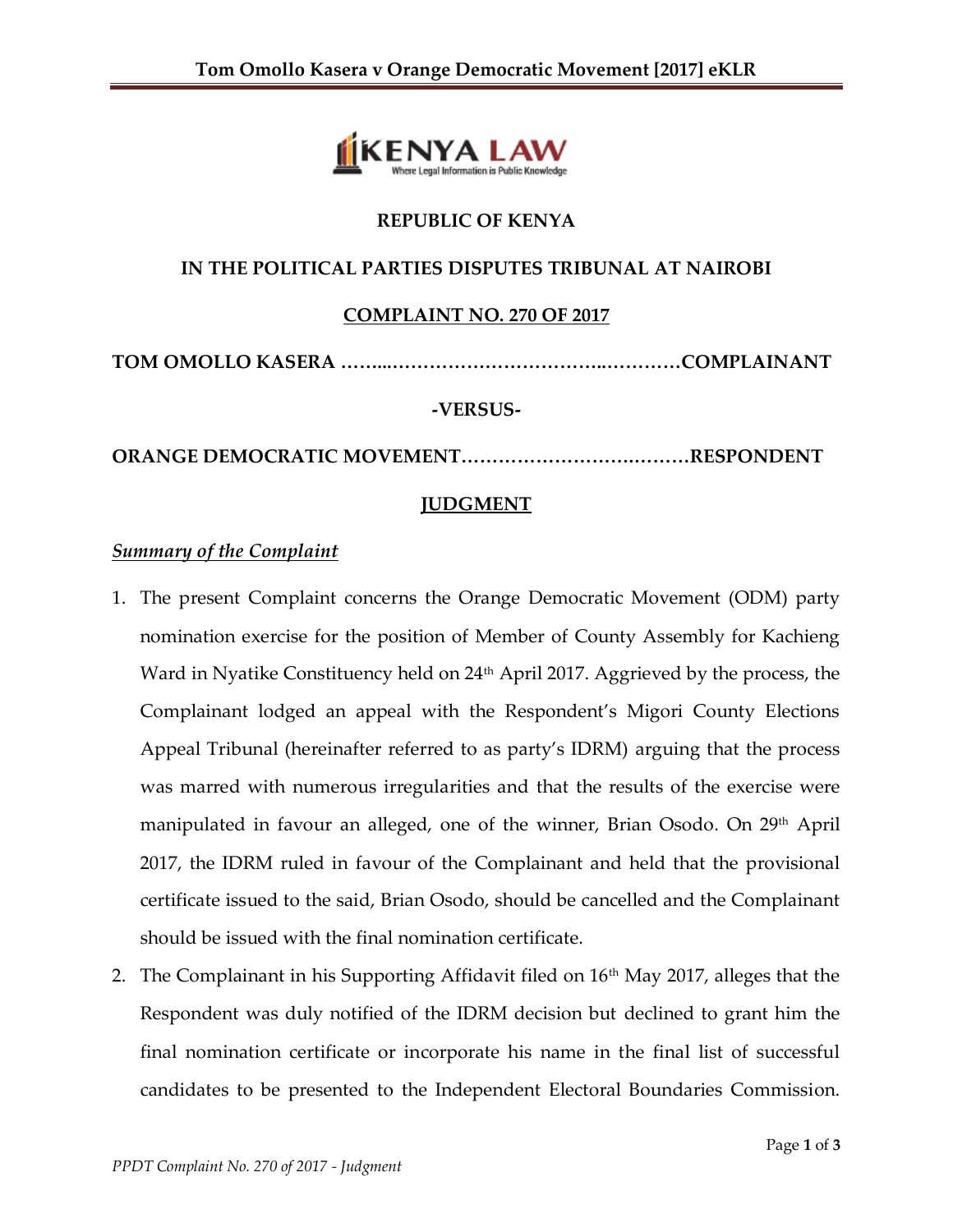**REPUBLIC OF KENYA**

**IN THE POLITICAL PARTIES DISPUTES TRIBUNAL AT NAIROBI**

**COMPLAINT NO. 270 OF 2017**

**TOM OMOLLO KASERA ……...………………………..…………COMPLAINANT**

**-VERSUS-**

**ORANGE DEMOCRATIC MOVEMENT……………………….………RESPONDENT**

**JUDGMENT**

***Summary of the Complaint***

1. The present Complaint concerns the Orange Democratic Movement (ODM) party nomination exercise for the position of Member of County Assembly for Kachieng Ward in Nyatike Constituency held on 24th April 2017. Aggrieved by the process, the Complainant lodged an appeal with the Respondent's Migori County Elections Appeal Tribunal (hereinafter referred to as party's IDRM) arguing that the process was marred with numerous irregularities and that the results of the exercise were manipulated in favour an alleged, one of the winner, Brian Osodo. On 29th April 2017, the IDRM ruled in favour of the Complainant and held that the provisional certificate issued to the said, Brian Osodo, should be cancelled and the Complainant should be issued with the final nomination certificate.
2. The Complainant in his Supporting Affidavit filed on 16th May 2017, alleges that the Respondent was duly notified of the IDRM decision but declined to grant him the final nomination certificate or incorporate his name in the final list of successful candidates to be presented to the Independent Electoral Boundaries Commission.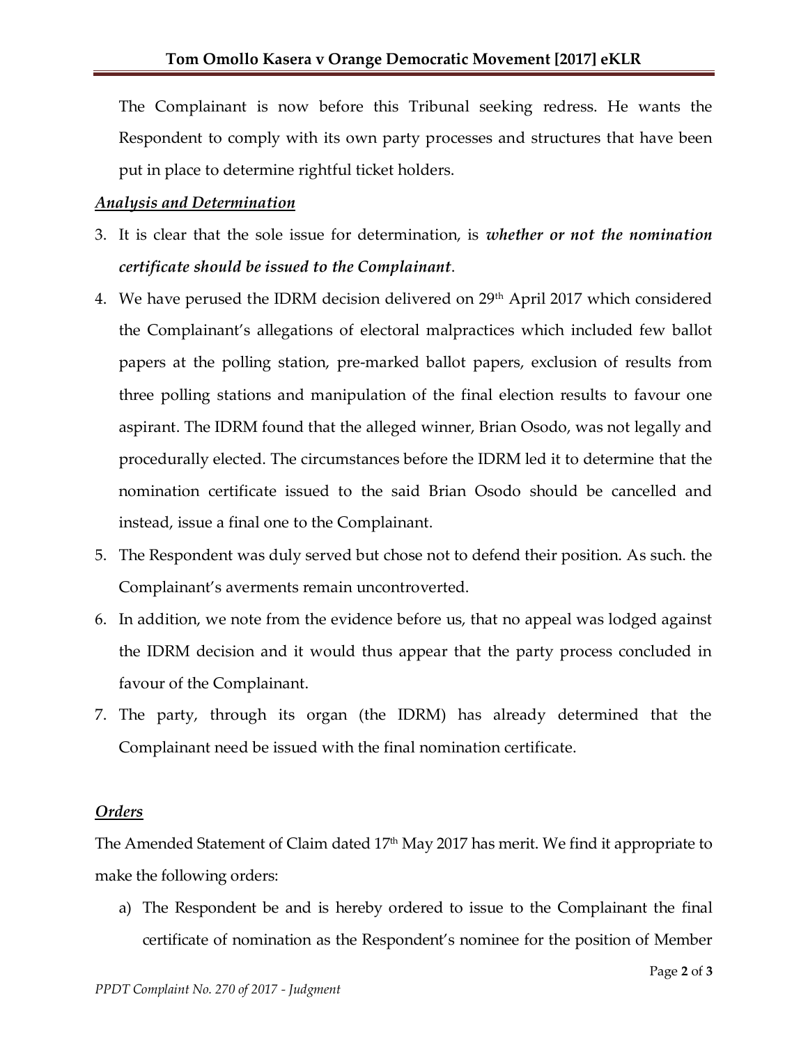The Complainant is now before this Tribunal seeking redress. He wants the Respondent to comply with its own party processes and structures that have been put in place to determine rightful ticket holders.

### ***Analysis and Determination***

3. It is clear that the sole issue for determination, is ***whether or not the nomination certificate should be issued to the Complainant***.
4. We have perused the IDRM decision delivered on 29th April 2017 which considered the Complainant's allegations of electoral malpractices which included few ballot papers at the polling station, pre-marked ballot papers, exclusion of results from three polling stations and manipulation of the final election results to favour one aspirant. The IDRM found that the alleged winner, Brian Osodo, was not legally and procedurally elected. The circumstances before the IDRM led it to determine that the nomination certificate issued to the said Brian Osodo should be cancelled and instead, issue a final one to the Complainant.
5. The Respondent was duly served but chose not to defend their position. As such. the Complainant's averments remain uncontroverted.
6. In addition, we note from the evidence before us, that no appeal was lodged against the IDRM decision and it would thus appear that the party process concluded in favour of the Complainant.
7. The party, through its organ (the IDRM) has already determined that the Complainant need be issued with the final nomination certificate.

### ***Orders***

The Amended Statement of Claim dated 17th May 2017 has merit. We find it appropriate to make the following orders:

a) The Respondent be and is hereby ordered to issue to the Complainant the final certificate of nomination as the Respondent's nominee for the position of Member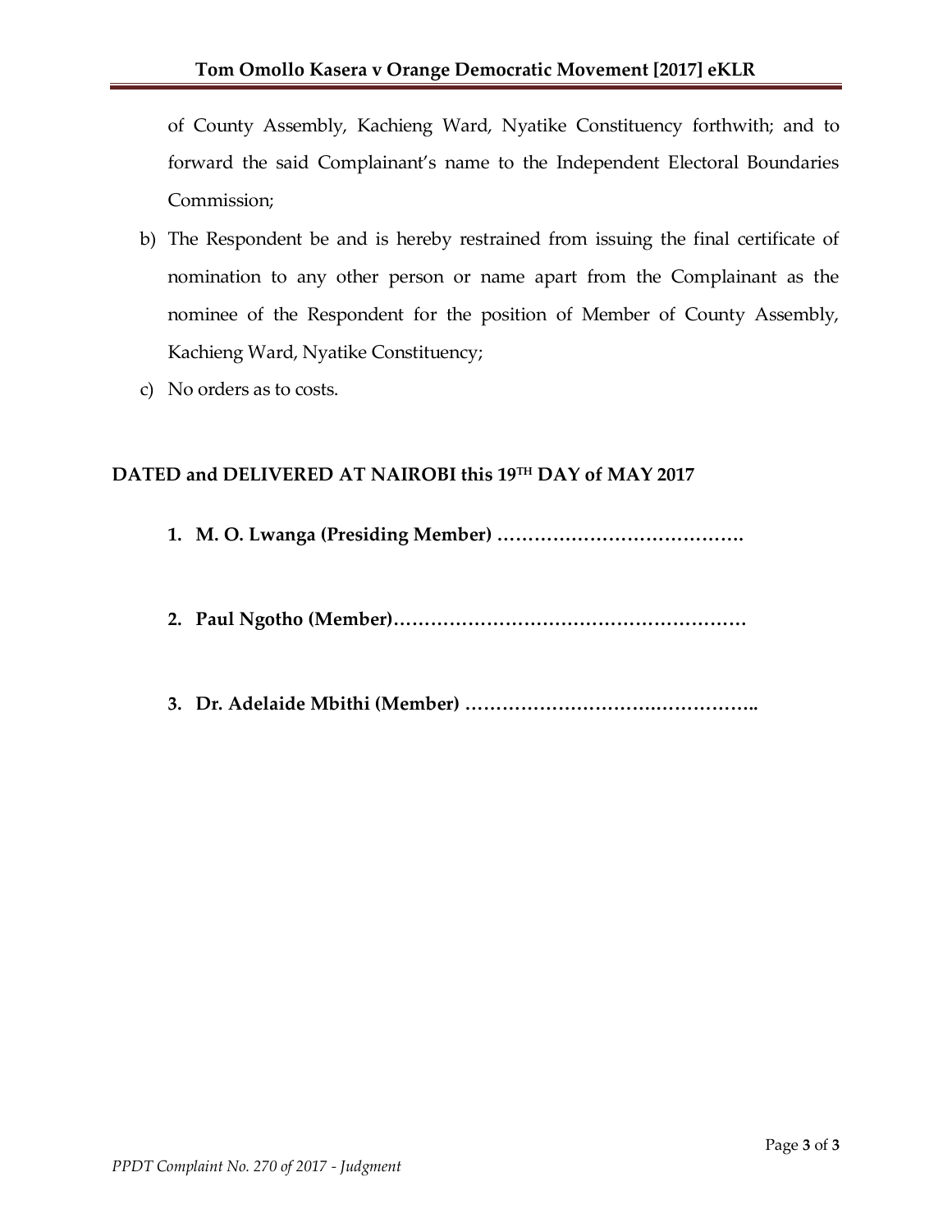of County Assembly, Kachieng Ward, Nyatike Constituency forthwith; and to forward the said Complainant's name to the Independent Electoral Boundaries Commission;

b) The Respondent be and is hereby restrained from issuing the final certificate of nomination to any other person or name apart from the Complainant as the nominee of the Respondent for the position of Member of County Assembly, Kachieng Ward, Nyatike Constituency;

c) No orders as to costs.

**DATED and DELIVERED AT NAIROBI this 19TH DAY of MAY 2017**

1. **M. O. Lwanga (Presiding Member) ………………………………….**

2. **Paul Ngotho (Member)…………………………………………………**

3. **Dr. Adelaide Mbithi (Member) ……………………………………….**